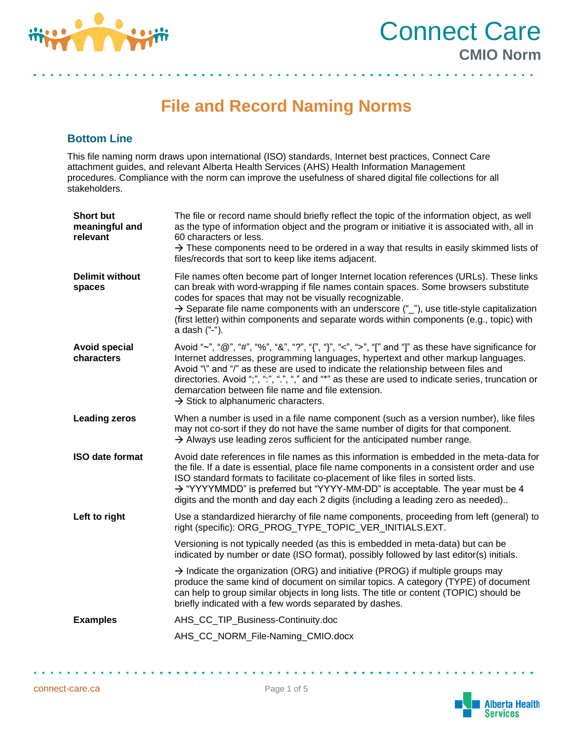# Connect Care

## CMIO Norm

# File and Record Naming Norms

## Bottom Line

This file naming norm draws upon international (ISO) standards, Internet best practices, Connect Care attachment guides, and relevant Alberta Health Services (AHS) Health Information Management procedures. Compliance with the norm can improve the usefulness of shared digital file collections for all stakeholders.

| | |
|---|---|
| **Short but meaningful and relevant** | The file or record name should briefly reflect the topic of the information object, as well as the type of information object and the program or initiative it is associated with, all in 60 characters or less.<br>→ These components need to be ordered in a way that results in easily skimmed lists of files/records that sort to keep like items adjacent. |
| **Delimit without spaces** | File names often become part of longer Internet location references (URLs). These links can break with word-wrapping if file names contain spaces. Some browsers substitute codes for spaces that may not be visually recognizable.<br>→ Separate file name components with an underscore ("_"), use title-style capitalization (first letter) within components and separate words within components (e.g., topic) with a dash ("-"). |
| **Avoid special characters** | Avoid "~", "@", "#", "%", "&", "?", "{", "}", "<", ">", "[" and "]" as these have significance for Internet addresses, programming languages, hypertext and other markup languages. Avoid "\" and "/" as these are used to indicate the relationship between files and directories. Avoid ";", ":", ".", "," and "*" as these are used to indicate series, truncation or demarcation between file name and file extension.<br>→ Stick to alphanumeric characters. |
| **Leading zeros** | When a number is used in a file name component (such as a version number), like files may not co-sort if they do not have the same number of digits for that component.<br>→ Always use leading zeros sufficient for the anticipated number range. |
| **ISO date format** | Avoid date references in file names as this information is embedded in the meta-data for the file. If a date is essential, place file name components in a consistent order and use ISO standard formats to facilitate co-placement of like files in sorted lists.<br>→ "YYYYMMDD" is preferred but "YYYY-MM-DD" is acceptable. The year must be 4 digits and the month and day each 2 digits (including a leading zero as needed).. |
| **Left to right** | Use a standardized hierarchy of file name components, proceeding from left (general) to right (specific): ORG_PROG_TYPE_TOPIC_VER_INITIALS.EXT.<br><br>Versioning is not typically needed (as this is embedded in meta-data) but can be indicated by number or date (ISO format), possibly followed by last editor(s) initials.<br><br>→ Indicate the organization (ORG) and initiative (PROG) if multiple groups may produce the same kind of document on similar topics. A category (TYPE) of document can help to group similar objects in long lists. The title or content (TOPIC) should be briefly indicated with a few words separated by dashes. |
| **Examples** | AHS_CC_TIP_Business-Continuity.doc<br><br>AHS_CC_NORM_File-Naming_CMIO.docx |

connect-care.ca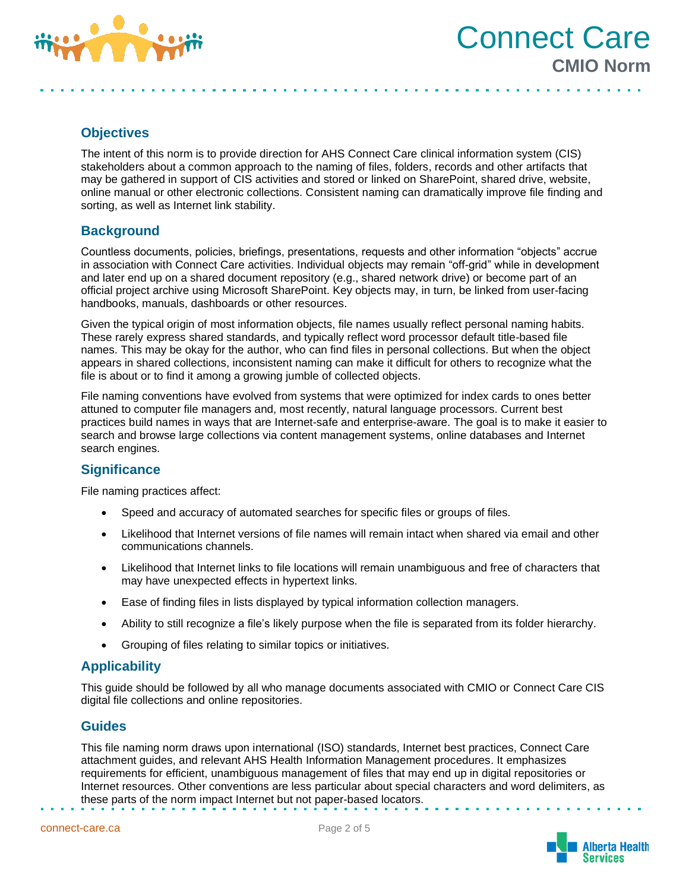## Objectives

The intent of this norm is to provide direction for AHS Connect Care clinical information system (CIS) stakeholders about a common approach to the naming of files, folders, records and other artifacts that may be gathered in support of CIS activities and stored or linked on SharePoint, shared drive, website, online manual or other electronic collections. Consistent naming can dramatically improve file finding and sorting, as well as Internet link stability.

## Background

Countless documents, policies, briefings, presentations, requests and other information "objects" accrue in association with Connect Care activities. Individual objects may remain "off-grid" while in development and later end up on a shared document repository (e.g., shared network drive) or become part of an official project archive using Microsoft SharePoint. Key objects may, in turn, be linked from user-facing handbooks, manuals, dashboards or other resources.

Given the typical origin of most information objects, file names usually reflect personal naming habits. These rarely express shared standards, and typically reflect word processor default title-based file names. This may be okay for the author, who can find files in personal collections. But when the object appears in shared collections, inconsistent naming can make it difficult for others to recognize what the file is about or to find it among a growing jumble of collected objects.

File naming conventions have evolved from systems that were optimized for index cards to ones better attuned to computer file managers and, most recently, natural language processors. Current best practices build names in ways that are Internet-safe and enterprise-aware. The goal is to make it easier to search and browse large collections via content management systems, online databases and Internet search engines.

## Significance

File naming practices affect:

- Speed and accuracy of automated searches for specific files or groups of files.
- Likelihood that Internet versions of file names will remain intact when shared via email and other communications channels.
- Likelihood that Internet links to file locations will remain unambiguous and free of characters that may have unexpected effects in hypertext links.
- Ease of finding files in lists displayed by typical information collection managers.
- Ability to still recognize a file's likely purpose when the file is separated from its folder hierarchy.
- Grouping of files relating to similar topics or initiatives.

## Applicability

This guide should be followed by all who manage documents associated with CMIO or Connect Care CIS digital file collections and online repositories.

## Guides

This file naming norm draws upon international (ISO) standards, Internet best practices, Connect Care attachment guides, and relevant AHS Health Information Management procedures. It emphasizes requirements for efficient, unambiguous management of files that may end up in digital repositories or Internet resources. Other conventions are less particular about special characters and word delimiters, as these parts of the norm impact Internet but not paper-based locators.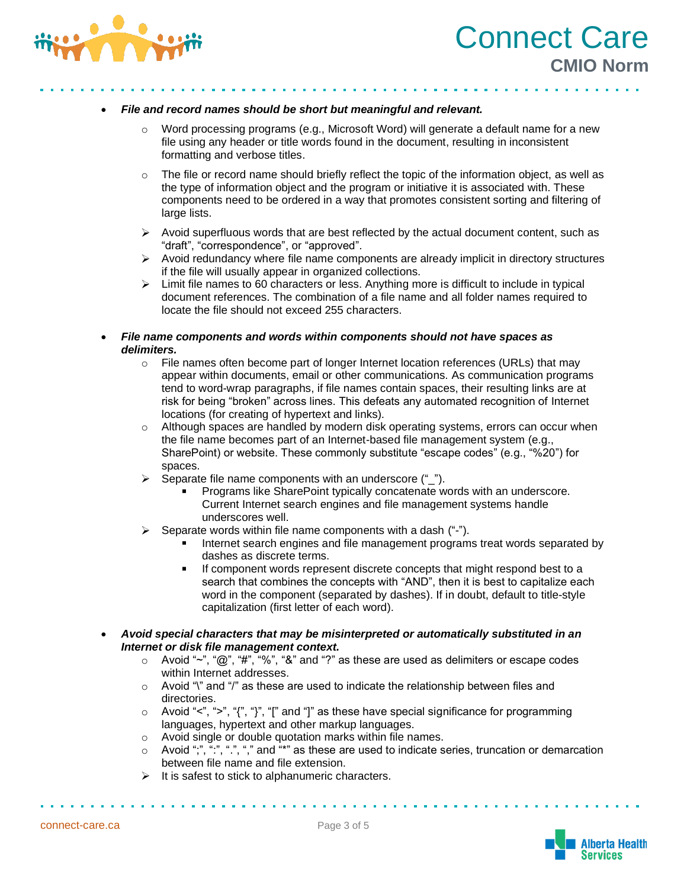- ***File and record names should be short but meaningful and relevant.***
    - Word processing programs (e.g., Microsoft Word) will generate a default name for a new file using any header or title words found in the document, resulting in inconsistent formatting and verbose titles.
    - The file or record name should briefly reflect the topic of the information object, as well as the type of information object and the program or initiative it is associated with. These components need to be ordered in a way that promotes consistent sorting and filtering of large lists.
    - Avoid superfluous words that are best reflected by the actual document content, such as "draft", "correspondence", or "approved".
    - Avoid redundancy where file name components are already implicit in directory structures if the file will usually appear in organized collections.
    - Limit file names to 60 characters or less. Anything more is difficult to include in typical document references. The combination of a file name and all folder names required to locate the file should not exceed 255 characters.

- ***File name components and words within components should not have spaces as delimiters.***
    - File names often become part of longer Internet location references (URLs) that may appear within documents, email or other communications. As communication programs tend to word-wrap paragraphs, if file names contain spaces, their resulting links are at risk for being "broken" across lines. This defeats any automated recognition of Internet locations (for creating of hypertext and links).
    - Although spaces are handled by modern disk operating systems, errors can occur when the file name becomes part of an Internet-based file management system (e.g., SharePoint) or website. These commonly substitute "escape codes" (e.g., "%20") for spaces.
    - Separate file name components with an underscore ("_").
        - Programs like SharePoint typically concatenate words with an underscore. Current Internet search engines and file management systems handle underscores well.
    - Separate words within file name components with a dash ("-").
        - Internet search engines and file management programs treat words separated by dashes as discrete terms.
        - If component words represent discrete concepts that might respond best to a search that combines the concepts with "AND", then it is best to capitalize each word in the component (separated by dashes). If in doubt, default to title-style capitalization (first letter of each word).

- ***Avoid special characters that may be misinterpreted or automatically substituted in an Internet or disk file management context.***
    - Avoid "~", "@", "#", "%", "&" and "?" as these are used as delimiters or escape codes within Internet addresses.
    - Avoid "\" and "/" as these are used to indicate the relationship between files and directories.
    - Avoid "<", ">", "{", "}", "[" and "]" as these have special significance for programming languages, hypertext and other markup languages.
    - Avoid single or double quotation marks within file names.
    - Avoid ";", ":", ".", "," and "*" as these are used to indicate series, truncation or demarcation between file name and file extension.
    - It is safest to stick to alphanumeric characters.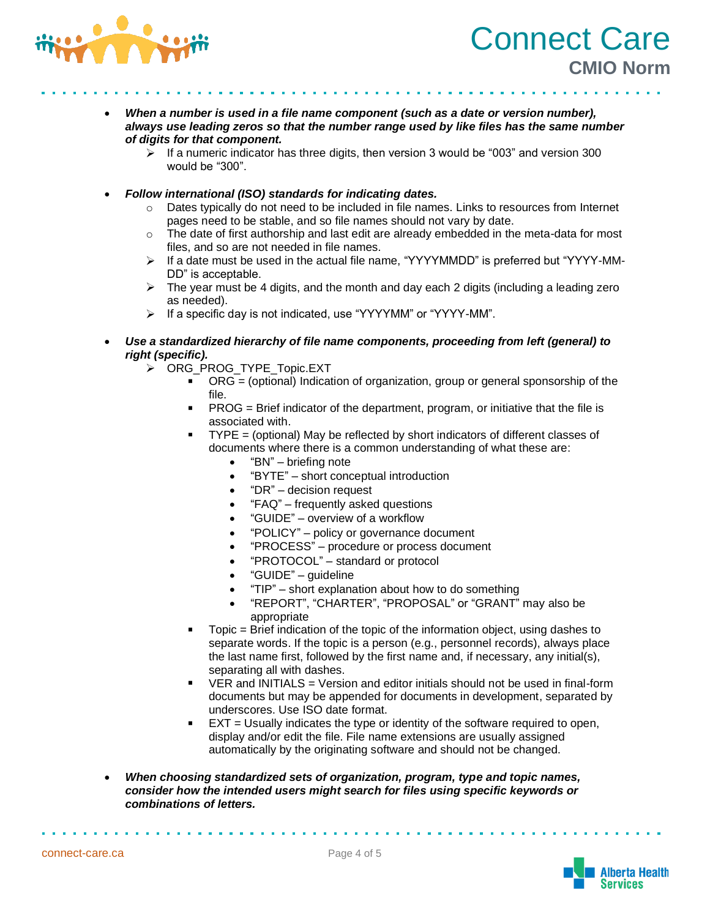- ***When a number is used in a file name component (such as a date or version number), always use leading zeros so that the number range used by like files has the same number of digits for that component.***
  - If a numeric indicator has three digits, then version 3 would be “003” and version 300 would be “300”.

- ***Follow international (ISO) standards for indicating dates.***
  - Dates typically do not need to be included in file names. Links to resources from Internet pages need to be stable, and so file names should not vary by date.
  - The date of first authorship and last edit are already embedded in the meta-data for most files, and so are not needed in file names.
  - If a date must be used in the actual file name, “YYYYMMDD” is preferred but “YYYY-MM-DD” is acceptable.
  - The year must be 4 digits, and the month and day each 2 digits (including a leading zero as needed).
  - If a specific day is not indicated, use “YYYYMM” or “YYYY-MM”.

- ***Use a standardized hierarchy of file name components, proceeding from left (general) to right (specific).***
  - ORG_PROG_TYPE_Topic.EXT
    - ORG = (optional) Indication of organization, group or general sponsorship of the file.
    - PROG = Brief indicator of the department, program, or initiative that the file is associated with.
    - TYPE = (optional) May be reflected by short indicators of different classes of documents where there is a common understanding of what these are:
      - “BN” – briefing note
      - “BYTE” – short conceptual introduction
      - “DR” – decision request
      - “FAQ” – frequently asked questions
      - “GUIDE” – overview of a workflow
      - “POLICY” – policy or governance document
      - “PROCESS” – procedure or process document
      - “PROTOCOL” – standard or protocol
      - “GUIDE” – guideline
      - “TIP” – short explanation about how to do something
      - “REPORT”, “CHARTER”, “PROPOSAL” or “GRANT” may also be appropriate
    - Topic = Brief indication of the topic of the information object, using dashes to separate words. If the topic is a person (e.g., personnel records), always place the last name first, followed by the first name and, if necessary, any initial(s), separating all with dashes.
    - VER and INITIALS = Version and editor initials should not be used in final-form documents but may be appended for documents in development, separated by underscores. Use ISO date format.
    - EXT = Usually indicates the type or identity of the software required to open, display and/or edit the file. File name extensions are usually assigned automatically by the originating software and should not be changed.

- ***When choosing standardized sets of organization, program, type and topic names, consider how the intended users might search for files using specific keywords or combinations of letters.***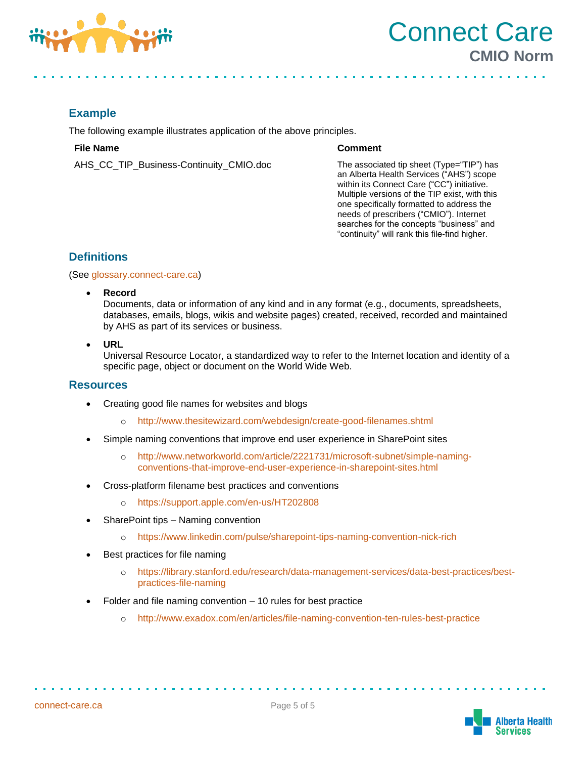## Example

The following example illustrates application of the above principles.

| File Name | Comment |
|---|---|
| AHS_CC_TIP_Business-Continuity_CMIO.doc | The associated tip sheet (Type="TIP") has an Alberta Health Services ("AHS") scope within its Connect Care ("CC") initiative. Multiple versions of the TIP exist, with this one specifically formatted to address the needs of prescribers ("CMIO"). Internet searches for the concepts "business" and "continuity" will rank this file-find higher. |

## Definitions

(See glossary.connect-care.ca)

- **Record**
  Documents, data or information of any kind and in any format (e.g., documents, spreadsheets, databases, emails, blogs, wikis and website pages) created, received, recorded and maintained by AHS as part of its services or business.
- **URL**
  Universal Resource Locator, a standardized way to refer to the Internet location and identity of a specific page, object or document on the World Wide Web.

## Resources

- Creating good file names for websites and blogs
  - http://www.thesitewizard.com/webdesign/create-good-filenames.shtml
- Simple naming conventions that improve end user experience in SharePoint sites
  - http://www.networkworld.com/article/2221731/microsoft-subnet/simple-naming-conventions-that-improve-end-user-experience-in-sharepoint-sites.html
- Cross-platform filename best practices and conventions
  - https://support.apple.com/en-us/HT202808
- SharePoint tips – Naming convention
  - https://www.linkedin.com/pulse/sharepoint-tips-naming-convention-nick-rich
- Best practices for file naming
  - https://library.stanford.edu/research/data-management-services/data-best-practices/best-practices-file-naming
- Folder and file naming convention – 10 rules for best practice
  - http://www.exadox.com/en/articles/file-naming-convention-ten-rules-best-practice